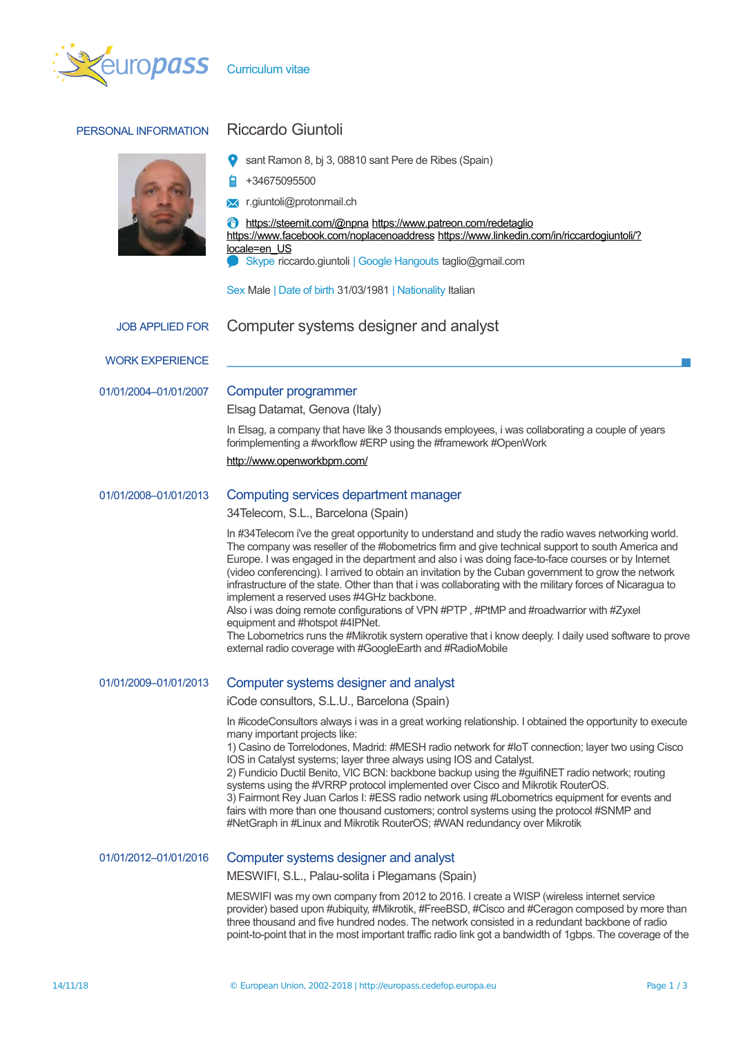europass Curriculum vitae

## PERSONAL INFORMATION

# Riccardo Giuntoli

sant Ramon 8, bj 3, 08810 sant Pere de Ribes (Spain)

+34675095500

r.giuntoli@protonmail.ch

https://steemit.com/@npna https://www.patreon.com/redetaglio https://www.facebook.com/noplacenoaddress https://www.linkedin.com/in/riccardogiuntoli/?locale=en_US

Skype riccardo.giuntoli | Google Hangouts taglio@gmail.com

Sex Male | Date of birth 31/03/1981 | Nationality Italian

## JOB APPLIED FOR

Computer systems designer and analyst

## WORK EXPERIENCE

01/01/2004–01/01/2007

### Computer programmer

Elsag Datamat, Genova (Italy)

In Elsag, a company that have like 3 thousands employees, i was collaborating a couple of years forimplementing a #workflow #ERP using the #framework #OpenWork

http://www.openworkbpm.com/

01/01/2008–01/01/2013

### Computing services department manager

34Telecom, S.L., Barcelona (Spain)

In #34Telecom i've the great opportunity to understand and study the radio waves networking world. The company was reseller of the #lobometrics firm and give technical support to south America and Europe. I was engaged in the department and also i was doing face-to-face courses or by Internet (video conferencing). I arrived to obtain an invitation by the Cuban government to grow the network infrastructure of the state. Other than that i was collaborating with the military forces of Nicaragua to implement a reserved uses #4GHz backbone.
Also i was doing remote configurations of VPN #PTP , #PtMP and #roadwarrior with #Zyxel equipment and #hotspot #4IPNet.
The Lobometrics runs the #Mikrotik system operative that i know deeply. I daily used software to prove external radio coverage with #GoogleEarth and #RadioMobile

01/01/2009–01/01/2013

### Computer systems designer and analyst

iCode consultors, S.L.U., Barcelona (Spain)

In #icodeConsultors always i was in a great working relationship. I obtained the opportunity to execute many important projects like:
1) Casino de Torrelodones, Madrid: #MESH radio network for #IoT connection; layer two using Cisco IOS in Catalyst systems; layer three always using IOS and Catalyst.
2) Fundicio Ductil Benito, VIC BCN: backbone backup using the #guifiNET radio network; routing systems using the #VRRP protocol implemented over Cisco and Mikrotik RouterOS.
3) Fairmont Rey Juan Carlos I: #ESS radio network using #Lobometrics equipment for events and fairs with more than one thousand customers; control systems using the protocol #SNMP and #NetGraph in #Linux and Mikrotik RouterOS; #WAN redundancy over Mikrotik

01/01/2012–01/01/2016

### Computer systems designer and analyst

MESWIFI, S.L., Palau-solita i Plegamans (Spain)

MESWIFI was my own company from 2012 to 2016. I create a WISP (wireless internet service provider) based upon #ubiquity, #Mikrotik, #FreeBSD, #Cisco and #Ceragon composed by more than three thousand and five hundred nodes. The network consisted in a redundant backbone of radio point-to-point that in the most important traffic radio link got a bandwidth of 1gbps. The coverage of the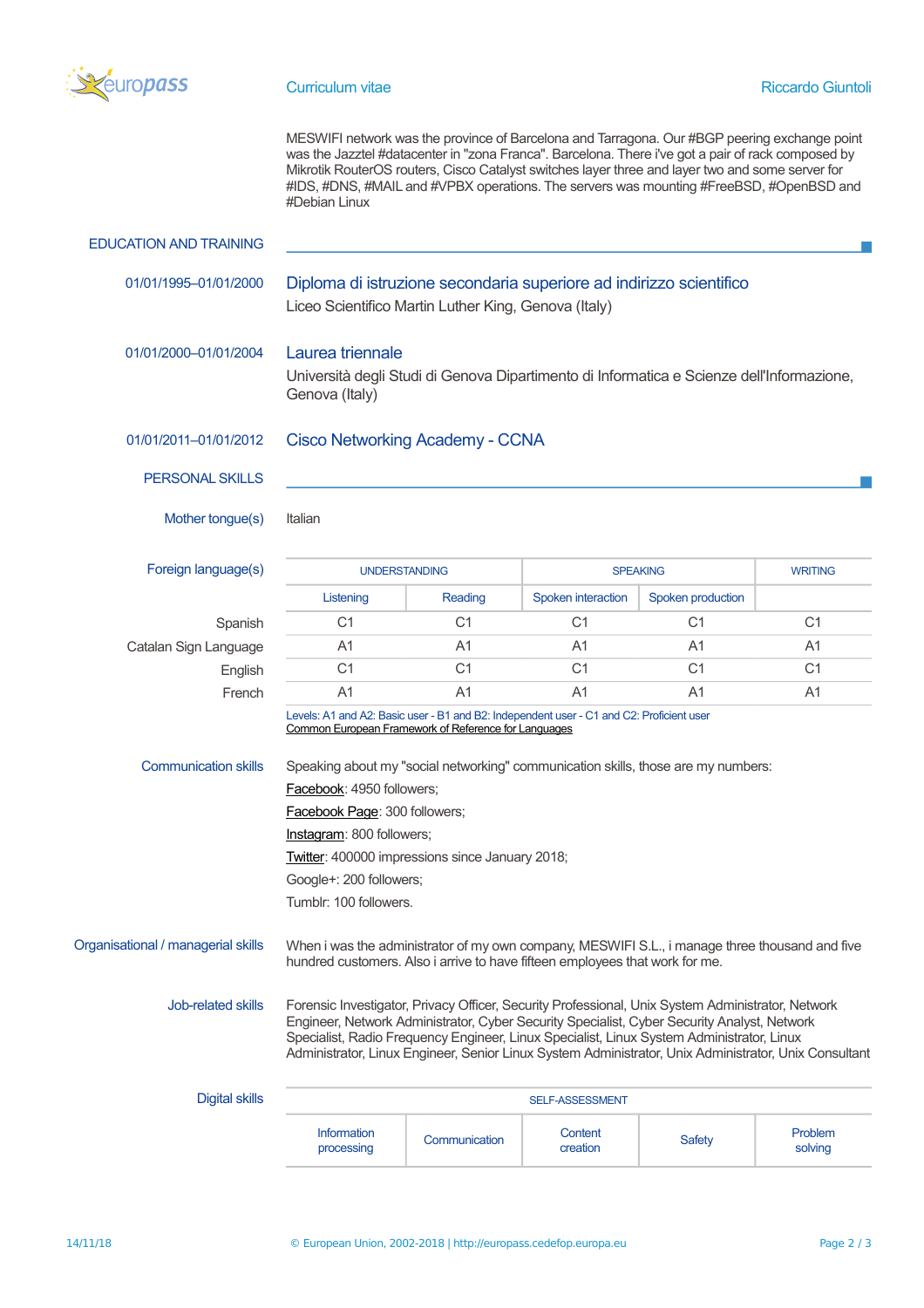MESWIFI network was the province of Barcelona and Tarragona. Our #BGP peering exchange point was the Jazztel #datacenter in "zona Franca". Barcelona. There i've got a pair of rack composed by Mikrotik RouterOS routers, Cisco Catalyst switches layer three and layer two and some server for #IDS, #DNS, #MAIL and #VPBX operations. The servers was mounting #FreeBSD, #OpenBSD and #Debian Linux

## EDUCATION AND TRAINING

01/01/1995–01/01/2000

### Diploma di istruzione secondaria superiore ad indirizzo scientifico

Liceo Scientifico Martin Luther King, Genova (Italy)

01/01/2000–01/01/2004

### Laurea triennale

Università degli Studi di Genova Dipartimento di Informatica e Scienze dell'Informazione, Genova (Italy)

01/01/2011–01/01/2012

### Cisco Networking Academy - CCNA

## PERSONAL SKILLS

**Mother tongue(s)**

Italian

**Foreign language(s)**

| | UNDERSTANDING | | SPEAKING | | WRITING |
|---|---|---|---|---|---|
| | Listening | Reading | Spoken interaction | Spoken production | |
| Spanish | C1 | C1 | C1 | C1 | C1 |
| Catalan Sign Language | A1 | A1 | A1 | A1 | A1 |
| English | C1 | C1 | C1 | C1 | C1 |
| French | A1 | A1 | A1 | A1 | A1 |

Levels: A1 and A2: Basic user - B1 and B2: Independent user - C1 and C2: Proficient user
Common European Framework of Reference for Languages

**Communication skills**

Speaking about my "social networking" communication skills, those are my numbers:

Facebook: 4950 followers;

Facebook Page: 300 followers;

Instagram: 800 followers;

Twitter: 400000 impressions since January 2018;

Google+: 200 followers;

Tumblr: 100 followers.

**Organisational / managerial skills**

When i was the administrator of my own company, MESWIFI S.L., i manage three thousand and five hundred customers. Also i arrive to have fifteen employees that work for me.

**Job-related skills**

Forensic Investigator, Privacy Officer, Security Professional, Unix System Administrator, Network Engineer, Network Administrator, Cyber Security Specialist, Cyber Security Analyst, Network Specialist, Radio Frequency Engineer, Linux Specialist, Linux System Administrator, Linux Administrator, Linux Engineer, Senior Linux System Administrator, Unix Administrator, Unix Consultant

**Digital skills**

| SELF-ASSESSMENT | | | | |
|---|---|---|---|---|
| Information processing | Communication | Content creation | Safety | Problem solving |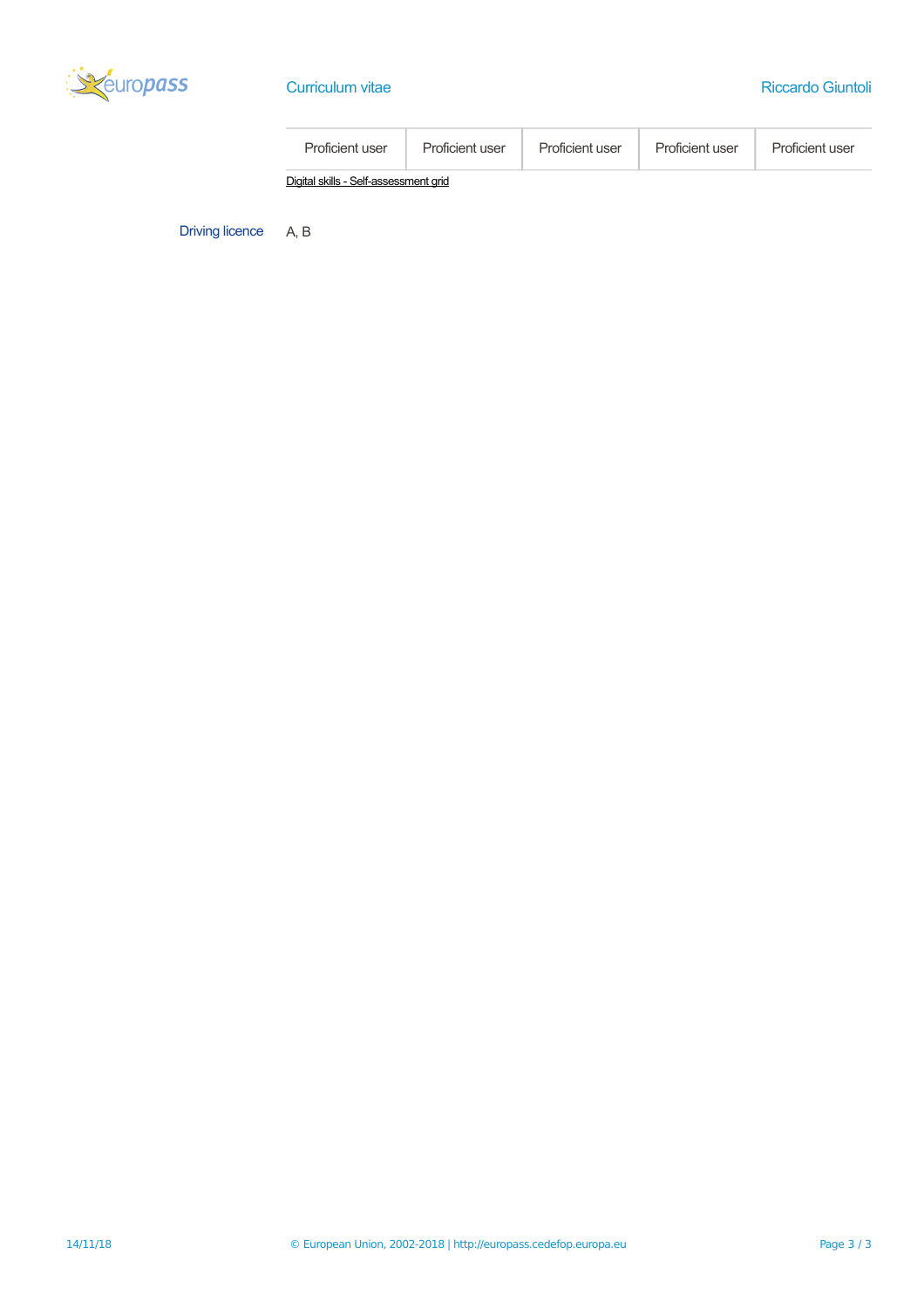| | | | | |
|---|---|---|---|---|
| Proficient user | Proficient user | Proficient user | Proficient user | Proficient user |

Digital skills - Self-assessment grid

Driving licence A, B